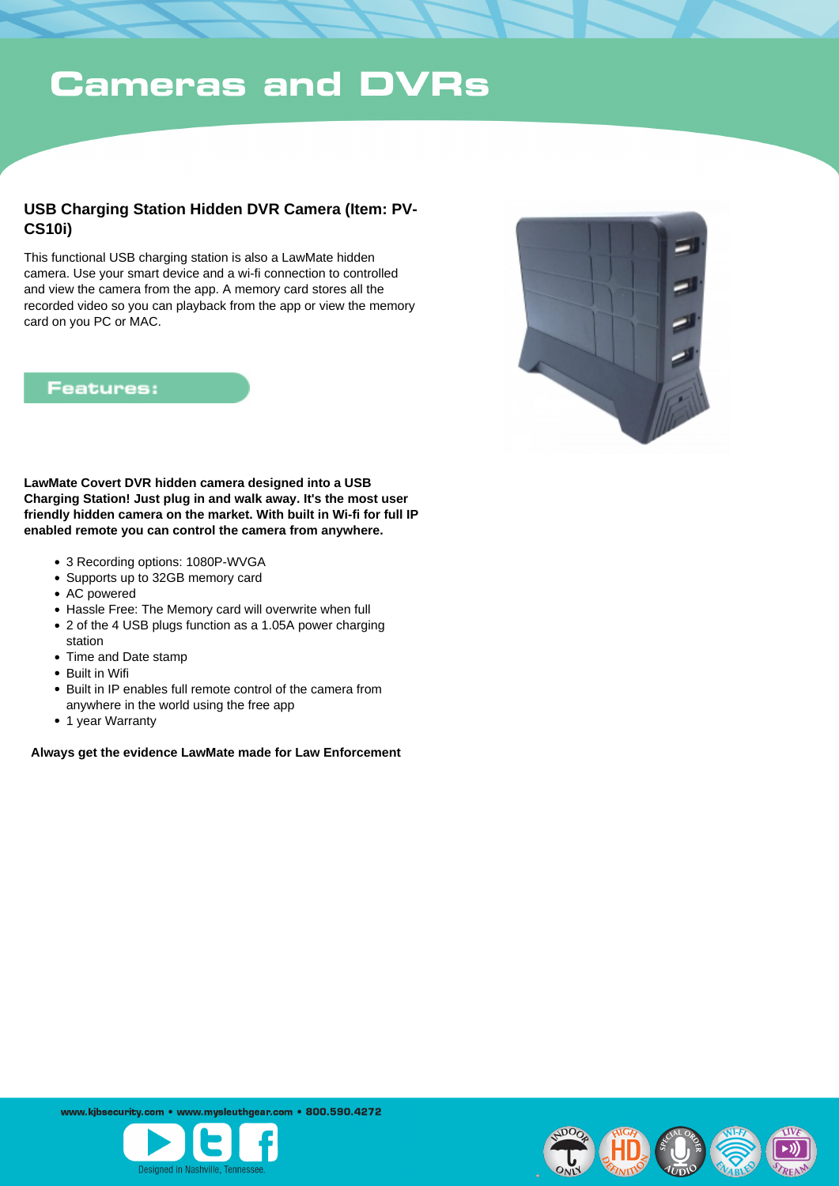# Cameras and DVRs

## USB Charging Station Hidden DVR Camera (Item: PV-CS10i)

This functional USB charging station is also a LawMate hidden camera. Use your smart device and a wi-fi connection to controlled and view the camera from the app. A memory card stores all the recorded video so you can playback from the app or view the memory card on you PC or MAC.

### Features:

**LawMate Covert DVR hidden camera designed into a USB Charging Station! Just plug in and walk away. It's the most user friendly hidden camera on the market. With built in Wi-fi for full IP enabled remote you can control the camera from anywhere.**

- 3 Recording options: 1080P-WVGA
- Supports up to 32GB memory card
- AC powered
- Hassle Free: The Memory card will overwrite when full
- 2 of the 4 USB plugs function as a 1.05A power charging station
- Time and Date stamp
- Built in Wifi
- Built in IP enables full remote control of the camera from anywhere in the world using the free app
- 1 year Warranty

**Always get the evidence LawMate made for Law Enforcement**

www.kjbsecurity.com • www.mysleuthgear.com • 800.590.4272

Designed in Nashville, Tennessee.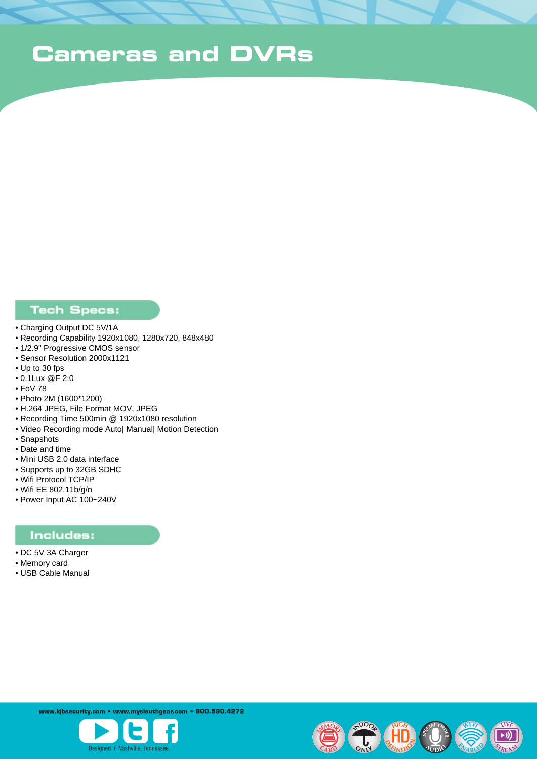# Cameras and DVRs

## Tech Specs:

- Charging Output DC 5V/1A
- Recording Capability 1920x1080, 1280x720, 848x480
- 1/2.9" Progressive CMOS sensor
- Sensor Resolution 2000x1121
- Up to 30 fps
- 0.1Lux @F 2.0
- FoV 78
- Photo 2M (1600*1200)
- H.264 JPEG, File Format MOV, JPEG
- Recording Time 500min @ 1920x1080 resolution
- Video Recording mode Auto| Manual| Motion Detection
- Snapshots
- Date and time
- Mini USB 2.0 data interface
- Supports up to 32GB SDHC
- Wifi Protocol TCP/IP
- Wifi EE 802.11b/g/n
- Power Input AC 100~240V

## Includes:

- DC 5V 3A Charger
- Memory card
- USB Cable Manual

www.kjbsecurity.com • www.mysleuthgear.com • 800.590.4272

Designed in Nashville, Tennessee.

MEMORY CARD · INDOOR ONLY · HIGH HD DEFINITION · SPECIAL ORDER AUDIO · WI-FI ENABLED · LIVE STREAM